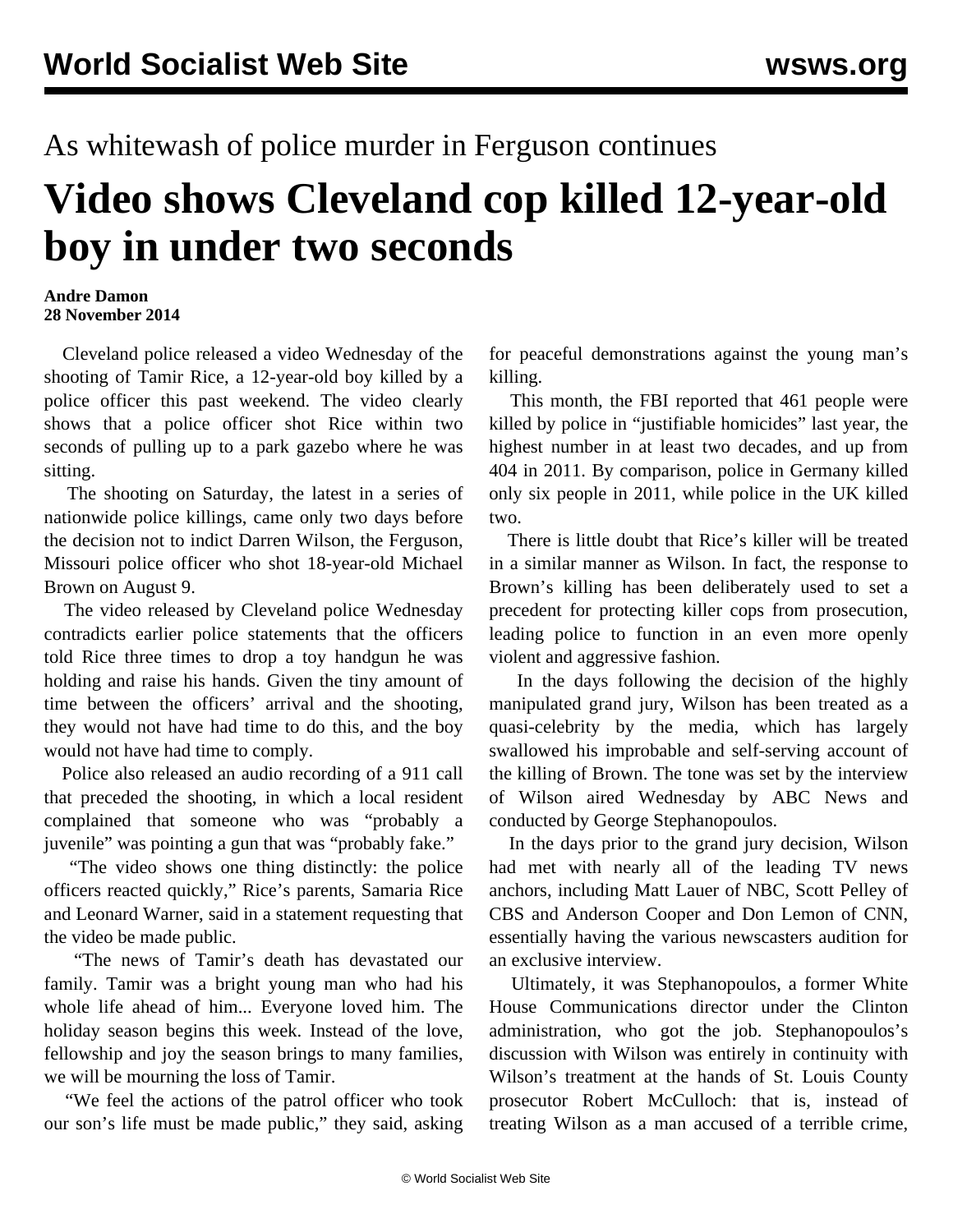As whitewash of police murder in Ferguson continues

# Video shows Cleveland cop killed 12-year-old boy in under two seconds

**Andre Damon**
**28 November 2014**

Cleveland police released a video Wednesday of the shooting of Tamir Rice, a 12-year-old boy killed by a police officer this past weekend. The video clearly shows that a police officer shot Rice within two seconds of pulling up to a park gazebo where he was sitting.

The shooting on Saturday, the latest in a series of nationwide police killings, came only two days before the decision not to indict Darren Wilson, the Ferguson, Missouri police officer who shot 18-year-old Michael Brown on August 9.

The video released by Cleveland police Wednesday contradicts earlier police statements that the officers told Rice three times to drop a toy handgun he was holding and raise his hands. Given the tiny amount of time between the officers' arrival and the shooting, they would not have had time to do this, and the boy would not have had time to comply.

Police also released an audio recording of a 911 call that preceded the shooting, in which a local resident complained that someone who was "probably a juvenile" was pointing a gun that was "probably fake."

"The video shows one thing distinctly: the police officers reacted quickly," Rice's parents, Samaria Rice and Leonard Warner, said in a statement requesting that the video be made public.

"The news of Tamir's death has devastated our family. Tamir was a bright young man who had his whole life ahead of him... Everyone loved him. The holiday season begins this week. Instead of the love, fellowship and joy the season brings to many families, we will be mourning the loss of Tamir.

"We feel the actions of the patrol officer who took our son's life must be made public," they said, asking for peaceful demonstrations against the young man's killing.

This month, the FBI reported that 461 people were killed by police in "justifiable homicides" last year, the highest number in at least two decades, and up from 404 in 2011. By comparison, police in Germany killed only six people in 2011, while police in the UK killed two.

There is little doubt that Rice's killer will be treated in a similar manner as Wilson. In fact, the response to Brown's killing has been deliberately used to set a precedent for protecting killer cops from prosecution, leading police to function in an even more openly violent and aggressive fashion.

In the days following the decision of the highly manipulated grand jury, Wilson has been treated as a quasi-celebrity by the media, which has largely swallowed his improbable and self-serving account of the killing of Brown. The tone was set by the interview of Wilson aired Wednesday by ABC News and conducted by George Stephanopoulos.

In the days prior to the grand jury decision, Wilson had met with nearly all of the leading TV news anchors, including Matt Lauer of NBC, Scott Pelley of CBS and Anderson Cooper and Don Lemon of CNN, essentially having the various newscasters audition for an exclusive interview.

Ultimately, it was Stephanopoulos, a former White House Communications director under the Clinton administration, who got the job. Stephanopoulos's discussion with Wilson was entirely in continuity with Wilson's treatment at the hands of St. Louis County prosecutor Robert McCulloch: that is, instead of treating Wilson as a man accused of a terrible crime,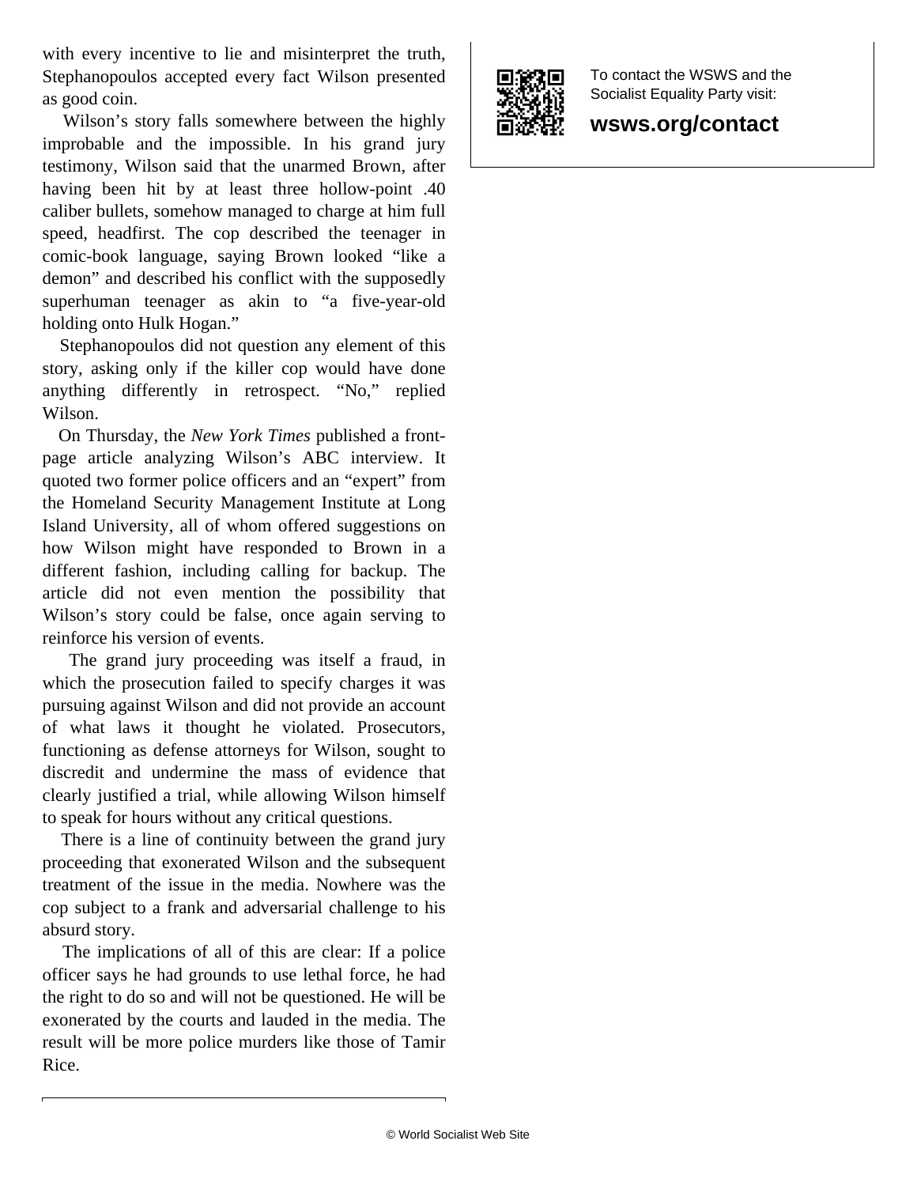with every incentive to lie and misinterpret the truth, Stephanopoulos accepted every fact Wilson presented as good coin.

Wilson's story falls somewhere between the highly improbable and the impossible. In his grand jury testimony, Wilson said that the unarmed Brown, after having been hit by at least three hollow-point .40 caliber bullets, somehow managed to charge at him full speed, headfirst. The cop described the teenager in comic-book language, saying Brown looked "like a demon" and described his conflict with the supposedly superhuman teenager as akin to "a five-year-old holding onto Hulk Hogan."

Stephanopoulos did not question any element of this story, asking only if the killer cop would have done anything differently in retrospect. "No," replied Wilson.

On Thursday, the *New York Times* published a front-page article analyzing Wilson's ABC interview. It quoted two former police officers and an "expert" from the Homeland Security Management Institute at Long Island University, all of whom offered suggestions on how Wilson might have responded to Brown in a different fashion, including calling for backup. The article did not even mention the possibility that Wilson's story could be false, once again serving to reinforce his version of events.

The grand jury proceeding was itself a fraud, in which the prosecution failed to specify charges it was pursuing against Wilson and did not provide an account of what laws it thought he violated. Prosecutors, functioning as defense attorneys for Wilson, sought to discredit and undermine the mass of evidence that clearly justified a trial, while allowing Wilson himself to speak for hours without any critical questions.

There is a line of continuity between the grand jury proceeding that exonerated Wilson and the subsequent treatment of the issue in the media. Nowhere was the cop subject to a frank and adversarial challenge to his absurd story.

The implications of all of this are clear: If a police officer says he had grounds to use lethal force, he had the right to do so and will not be questioned. He will be exonerated by the courts and lauded in the media. The result will be more police murders like those of Tamir Rice.

To contact the WSWS and the Socialist Equality Party visit:

**wsws.org/contact**